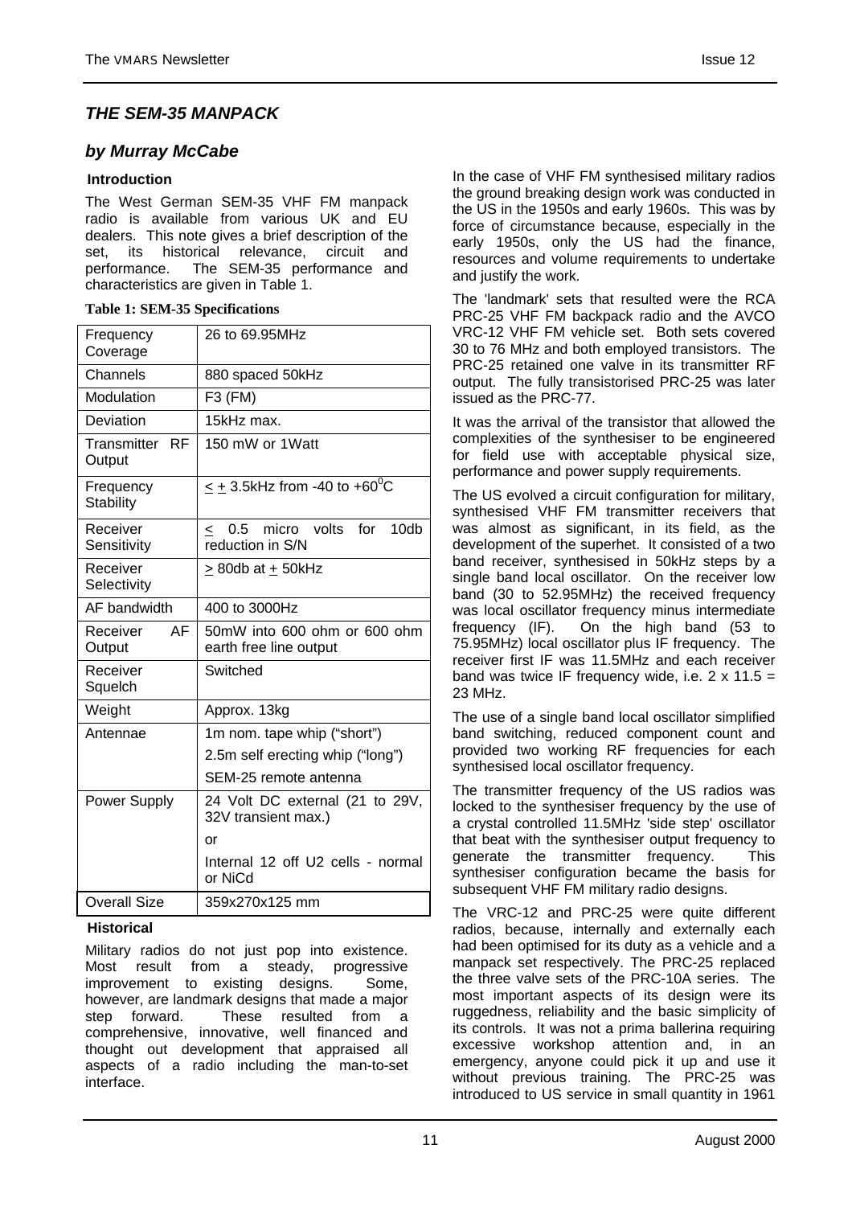## *THE SEM-35 MANPACK*

### *by Murray McCabe*

**Introduction**

The West German SEM-35 VHF FM manpack radio is available from various UK and EU dealers. This note gives a brief description of the set, its historical relevance, circuit and performance. The SEM-35 performance and characteristics are given in Table 1.

**Table 1: SEM-35 Specifications**

| | |
|---|---|
| Frequency Coverage | 26 to 69.95MHz |
| Channels | 880 spaced 50kHz |
| Modulation | F3 (FM) |
| Deviation | 15kHz max. |
| Transmitter RF Output | 150 mW or 1Watt |
| Frequency Stability | $\leq \pm$ 3.5kHz from -40 to +60$^0$C |
| Receiver Sensitivity | $\leq$ 0.5 micro volts for 10db reduction in S/N |
| Receiver Selectivity | $\geq$ 80db at $\pm$ 50kHz |
| AF bandwidth | 400 to 3000Hz |
| Receiver AF Output | 50mW into 600 ohm or 600 ohm earth free line output |
| Receiver Squelch | Switched |
| Weight | Approx. 13kg |
| Antennae | 1m nom. tape whip ("short")<br>2.5m self erecting whip ("long")<br>SEM-25 remote antenna |
| Power Supply | 24 Volt DC external (21 to 29V, 32V transient max.)<br>or<br>Internal 12 off U2 cells - normal or NiCd |
| Overall Size | 359x270x125 mm |

**Historical**

Military radios do not just pop into existence. Most result from a steady, progressive improvement to existing designs. Some, however, are landmark designs that made a major step forward. These resulted from a comprehensive, innovative, well financed and thought out development that appraised all aspects of a radio including the man-to-set interface.

In the case of VHF FM synthesised military radios the ground breaking design work was conducted in the US in the 1950s and early 1960s. This was by force of circumstance because, especially in the early 1950s, only the US had the finance, resources and volume requirements to undertake and justify the work.

The 'landmark' sets that resulted were the RCA PRC-25 VHF FM backpack radio and the AVCO VRC-12 VHF FM vehicle set. Both sets covered 30 to 76 MHz and both employed transistors. The PRC-25 retained one valve in its transmitter RF output. The fully transistorised PRC-25 was later issued as the PRC-77.

It was the arrival of the transistor that allowed the complexities of the synthesiser to be engineered for field use with acceptable physical size, performance and power supply requirements.

The US evolved a circuit configuration for military, synthesised VHF FM transmitter receivers that was almost as significant, in its field, as the development of the superhet. It consisted of a two band receiver, synthesised in 50kHz steps by a single band local oscillator. On the receiver low band (30 to 52.95MHz) the received frequency was local oscillator frequency minus intermediate frequency (IF). On the high band (53 to 75.95MHz) local oscillator plus IF frequency. The receiver first IF was 11.5MHz and each receiver band was twice IF frequency wide, i.e. 2 x 11.5 = 23 MHz.

The use of a single band local oscillator simplified band switching, reduced component count and provided two working RF frequencies for each synthesised local oscillator frequency.

The transmitter frequency of the US radios was locked to the synthesiser frequency by the use of a crystal controlled 11.5MHz 'side step' oscillator that beat with the synthesiser output frequency to generate the transmitter frequency. This synthesiser configuration became the basis for subsequent VHF FM military radio designs.

The VRC-12 and PRC-25 were quite different radios, because, internally and externally each had been optimised for its duty as a vehicle and a manpack set respectively. The PRC-25 replaced the three valve sets of the PRC-10A series. The most important aspects of its design were its ruggedness, reliability and the basic simplicity of its controls. It was not a prima ballerina requiring excessive workshop attention and, in an emergency, anyone could pick it up and use it without previous training. The PRC-25 was introduced to US service in small quantity in 1961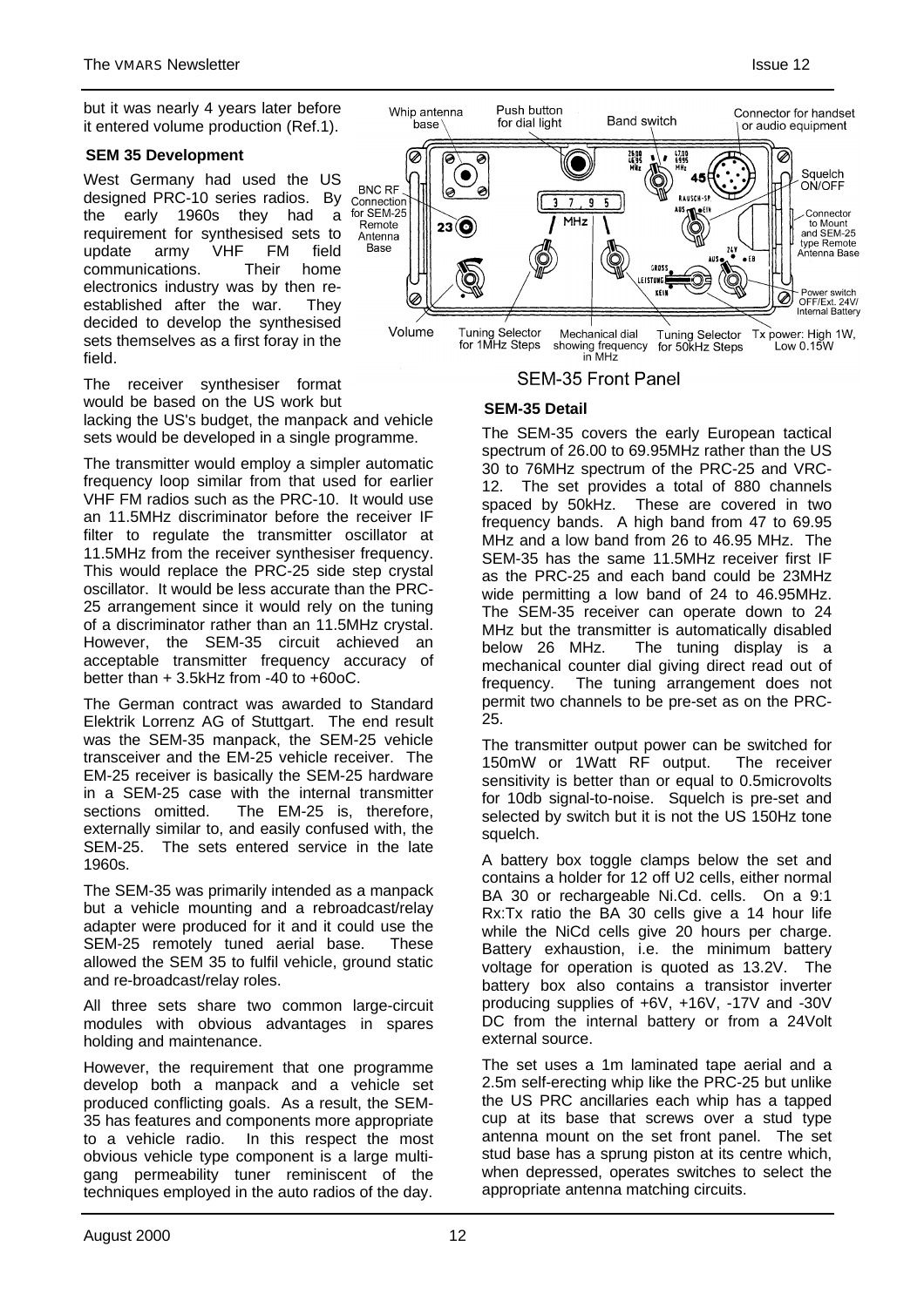but it was nearly 4 years later before it entered volume production (Ref.1).

### SEM 35 Development

West Germany had used the US designed PRC-10 series radios. By the early 1960s they had a requirement for synthesised sets to update army VHF FM field communications. Their home electronics industry was by then re-established after the war. They decided to develop the synthesised sets themselves as a first foray in the field.

The receiver synthesiser format would be based on the US work but lacking the US's budget, the manpack and vehicle sets would be developed in a single programme.

The transmitter would employ a simpler automatic frequency loop similar from that used for earlier VHF FM radios such as the PRC-10. It would use an 11.5MHz discriminator before the receiver IF filter to regulate the transmitter oscillator at 11.5MHz from the receiver synthesiser frequency. This would replace the PRC-25 side step crystal oscillator. It would be less accurate than the PRC-25 arrangement since it would rely on the tuning of a discriminator rather than an 11.5MHz crystal. However, the SEM-35 circuit achieved an acceptable transmitter frequency accuracy of better than + 3.5kHz from -40 to +60oC.

The German contract was awarded to Standard Elektrik Lorrenz AG of Stuttgart. The end result was the SEM-35 manpack, the SEM-25 vehicle transceiver and the EM-25 vehicle receiver. The EM-25 receiver is basically the SEM-25 hardware in a SEM-25 case with the internal transmitter sections omitted. The EM-25 is, therefore, externally similar to, and easily confused with, the SEM-25. The sets entered service in the late 1960s.

The SEM-35 was primarily intended as a manpack but a vehicle mounting and a rebroadcast/relay adapter were produced for it and it could use the SEM-25 remotely tuned aerial base. These allowed the SEM 35 to fulfil vehicle, ground static and re-broadcast/relay roles.

All three sets share two common large-circuit modules with obvious advantages in spares holding and maintenance.

However, the requirement that one programme develop both a manpack and a vehicle set produced conflicting goals. As a result, the SEM-35 has features and components more appropriate to a vehicle radio. In this respect the most obvious vehicle type component is a large multi-gang permeability tuner reminiscent of the techniques employed in the auto radios of the day.

Whip antenna base | Push button for dial light | Band switch | Connector for handset or audio equipment | Squelch ON/OFF | Connector to Mount and SEM-25 type Remote Antenna Base | Power switch OFF/Ext. 24V/ Internal Battery | Tx power: High 1W, Low 0.15W | Tuning Selector for 50kHz Steps | Mechanical dial showing frequency in MHz | Tuning Selector for 1MHz Steps | Volume | BNC RF Connection for SEM-25 Remote Antenna Base

SEM-35 Front Panel

### SEM-35 Detail

The SEM-35 covers the early European tactical spectrum of 26.00 to 69.95MHz rather than the US 30 to 76MHz spectrum of the PRC-25 and VRC-12. The set provides a total of 880 channels spaced by 50kHz. These are covered in two frequency bands. A high band from 47 to 69.95 MHz and a low band from 26 to 46.95 MHz. The SEM-35 has the same 11.5MHz receiver first IF as the PRC-25 and each band could be 23MHz wide permitting a low band of 24 to 46.95MHz. The SEM-35 receiver can operate down to 24 MHz but the transmitter is automatically disabled below 26 MHz. The tuning display is a mechanical counter dial giving direct read out of frequency. The tuning arrangement does not permit two channels to be pre-set as on the PRC-25.

The transmitter output power can be switched for 150mW or 1Watt RF output. The receiver sensitivity is better than or equal to 0.5microvolts for 10db signal-to-noise. Squelch is pre-set and selected by switch but it is not the US 150Hz tone squelch.

A battery box toggle clamps below the set and contains a holder for 12 off U2 cells, either normal BA 30 or rechargeable Ni.Cd. cells. On a 9:1 Rx:Tx ratio the BA 30 cells give a 14 hour life while the NiCd cells give 20 hours per charge. Battery exhaustion, i.e. the minimum battery voltage for operation is quoted as 13.2V. The battery box also contains a transistor inverter producing supplies of +6V, +16V, -17V and -30V DC from the internal battery or from a 24Volt external source.

The set uses a 1m laminated tape aerial and a 2.5m self-erecting whip like the PRC-25 but unlike the US PRC ancillaries each whip has a tapped cup at its base that screws over a stud type antenna mount on the set front panel. The set stud base has a sprung piston at its centre which, when depressed, operates switches to select the appropriate antenna matching circuits.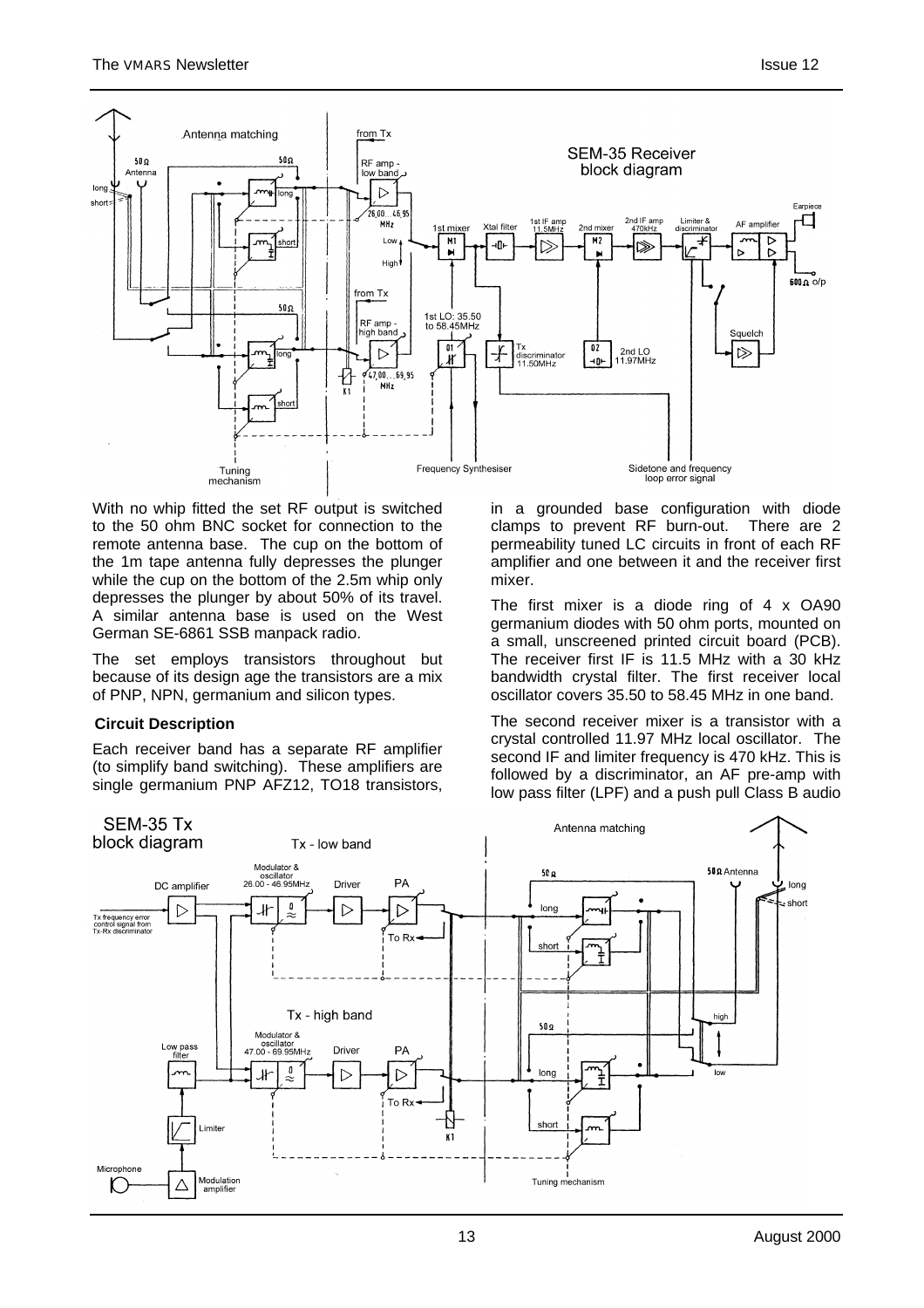With no whip fitted the set RF output is switched to the 50 ohm BNC socket for connection to the remote antenna base. The cup on the bottom of the 1m tape antenna fully depresses the plunger while the cup on the bottom of the 2.5m whip only depresses the plunger by about 50% of its travel. A similar antenna base is used on the West German SE-6861 SSB manpack radio.

The set employs transistors throughout but because of its design age the transistors are a mix of PNP, NPN, germanium and silicon types.

### Circuit Description

Each receiver band has a separate RF amplifier (to simplify band switching). These amplifiers are single germanium PNP AFZ12, TO18 transistors, in a grounded base configuration with diode clamps to prevent RF burn-out. There are 2 permeability tuned LC circuits in front of each RF amplifier and one between it and the receiver first mixer.

The first mixer is a diode ring of 4 x OA90 germanium diodes with 50 ohm ports, mounted on a small, unscreened printed circuit board (PCB). The receiver first IF is 11.5 MHz with a 30 kHz bandwidth crystal filter. The first receiver local oscillator covers 35.50 to 58.45 MHz in one band.

The second receiver mixer is a transistor with a crystal controlled 11.97 MHz local oscillator. The second IF and limiter frequency is 470 kHz. This is followed by a discriminator, an AF pre-amp with low pass filter (LPF) and a push pull Class B audio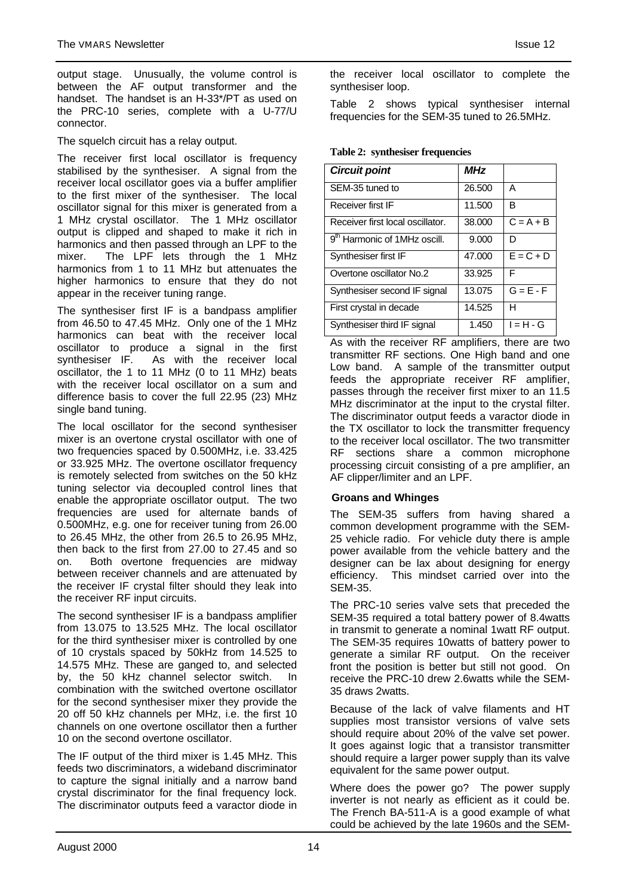output stage. Unusually, the volume control is between the AF output transformer and the handset. The handset is an H-33*/PT as used on the PRC-10 series, complete with a U-77/U connector.

The squelch circuit has a relay output.

The receiver first local oscillator is frequency stabilised by the synthesiser. A signal from the receiver local oscillator goes via a buffer amplifier to the first mixer of the synthesiser. The local oscillator signal for this mixer is generated from a 1 MHz crystal oscillator. The 1 MHz oscillator output is clipped and shaped to make it rich in harmonics and then passed through an LPF to the mixer. The LPF lets through the 1 MHz harmonics from 1 to 11 MHz but attenuates the higher harmonics to ensure that they do not appear in the receiver tuning range.

The synthesiser first IF is a bandpass amplifier from 46.50 to 47.45 MHz. Only one of the 1 MHz harmonics can beat with the receiver local oscillator to produce a signal in the first synthesiser IF. As with the receiver local oscillator, the 1 to 11 MHz (0 to 11 MHz) beats with the receiver local oscillator on a sum and difference basis to cover the full 22.95 (23) MHz single band tuning.

The local oscillator for the second synthesiser mixer is an overtone crystal oscillator with one of two frequencies spaced by 0.500MHz, i.e. 33.425 or 33.925 MHz. The overtone oscillator frequency is remotely selected from switches on the 50 kHz tuning selector via decoupled control lines that enable the appropriate oscillator output. The two frequencies are used for alternate bands of 0.500MHz, e.g. one for receiver tuning from 26.00 to 26.45 MHz, the other from 26.5 to 26.95 MHz, then back to the first from 27.00 to 27.45 and so on. Both overtone frequencies are midway between receiver channels and are attenuated by the receiver IF crystal filter should they leak into the receiver RF input circuits.

The second synthesiser IF is a bandpass amplifier from 13.075 to 13.525 MHz. The local oscillator for the third synthesiser mixer is controlled by one of 10 crystals spaced by 50kHz from 14.525 to 14.575 MHz. These are ganged to, and selected by, the 50 kHz channel selector switch. In combination with the switched overtone oscillator for the second synthesiser mixer they provide the 20 off 50 kHz channels per MHz, i.e. the first 10 channels on one overtone oscillator then a further 10 on the second overtone oscillator.

The IF output of the third mixer is 1.45 MHz. This feeds two discriminators, a wideband discriminator to capture the signal initially and a narrow band crystal discriminator for the final frequency lock. The discriminator outputs feed a varactor diode in the receiver local oscillator to complete the synthesiser loop.

Table 2 shows typical synthesiser internal frequencies for the SEM-35 tuned to 26.5MHz.

**Table 2: synthesiser frequencies**

| *Circuit point* | *MHz* | |
|---|---|---|
| SEM-35 tuned to | 26.500 | A |
| Receiver first IF | 11.500 | B |
| Receiver first local oscillator. | 38.000 | C = A + B |
| 9th Harmonic of 1MHz oscill. | 9.000 | D |
| Synthesiser first IF | 47.000 | E = C + D |
| Overtone oscillator No.2 | 33.925 | F |
| Synthesiser second IF signal | 13.075 | G = E - F |
| First crystal in decade | 14.525 | H |
| Synthesiser third IF signal | 1.450 | I = H - G |

As with the receiver RF amplifiers, there are two transmitter RF sections. One High band and one Low band. A sample of the transmitter output feeds the appropriate receiver RF amplifier, passes through the receiver first mixer to an 11.5 MHz discriminator at the input to the crystal filter. The discriminator output feeds a varactor diode in the TX oscillator to lock the transmitter frequency to the receiver local oscillator. The two transmitter RF sections share a common microphone processing circuit consisting of a pre amplifier, an AF clipper/limiter and an LPF.

### Groans and Whinges

The SEM-35 suffers from having shared a common development programme with the SEM-25 vehicle radio. For vehicle duty there is ample power available from the vehicle battery and the designer can be lax about designing for energy efficiency. This mindset carried over into the SEM-35.

The PRC-10 series valve sets that preceded the SEM-35 required a total battery power of 8.4watts in transmit to generate a nominal 1watt RF output. The SEM-35 requires 10watts of battery power to generate a similar RF output. On the receiver front the position is better but still not good. On receive the PRC-10 drew 2.6watts while the SEM-35 draws 2watts.

Because of the lack of valve filaments and HT supplies most transistor versions of valve sets should require about 20% of the valve set power. It goes against logic that a transistor transmitter should require a larger power supply than its valve equivalent for the same power output.

Where does the power go? The power supply inverter is not nearly as efficient as it could be. The French BA-511-A is a good example of what could be achieved by the late 1960s and the SEM-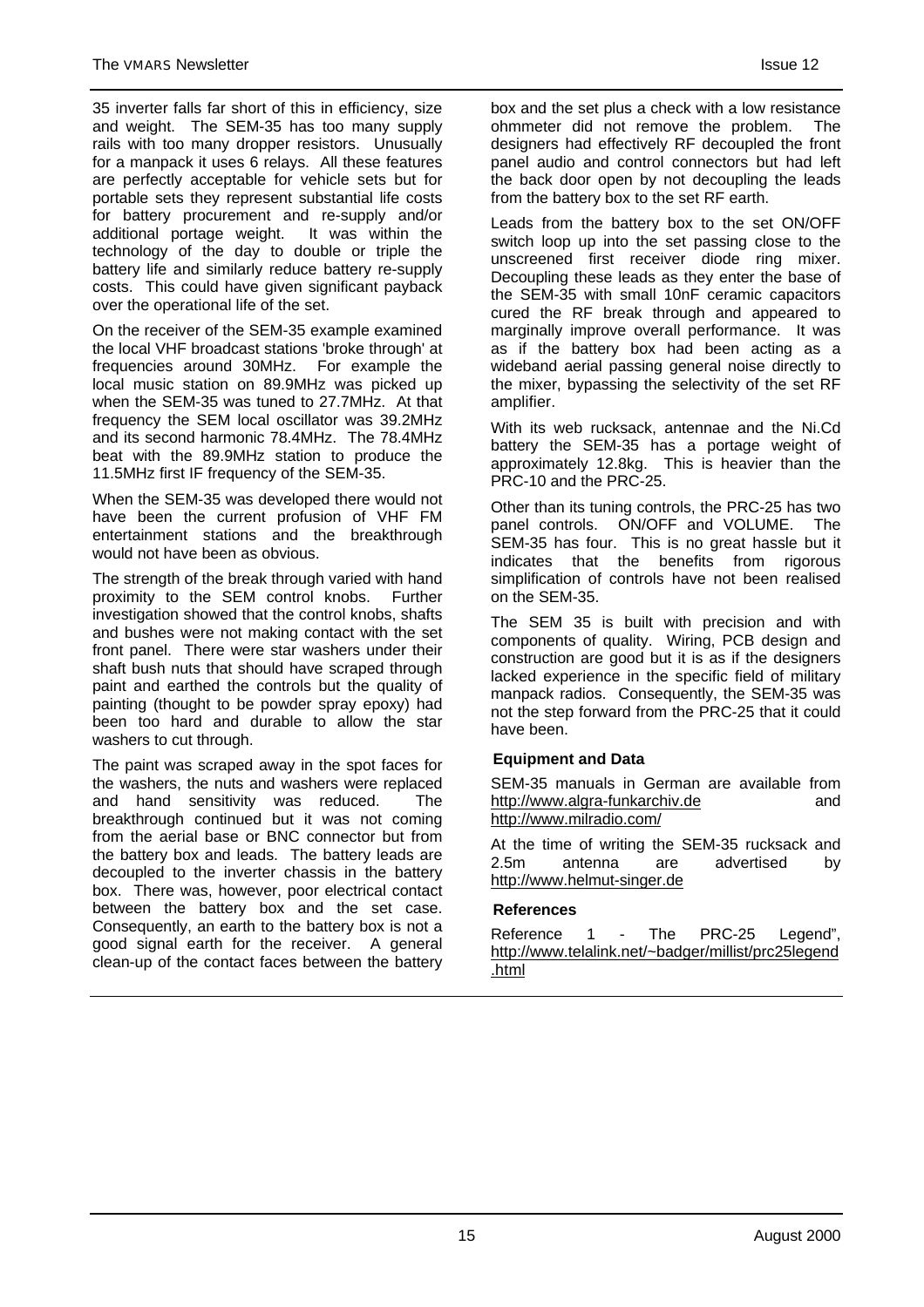35 inverter falls far short of this in efficiency, size and weight. The SEM-35 has too many supply rails with too many dropper resistors. Unusually for a manpack it uses 6 relays. All these features are perfectly acceptable for vehicle sets but for portable sets they represent substantial life costs for battery procurement and re-supply and/or additional portage weight. It was within the technology of the day to double or triple the battery life and similarly reduce battery re-supply costs. This could have given significant payback over the operational life of the set.

On the receiver of the SEM-35 example examined the local VHF broadcast stations 'broke through' at frequencies around 30MHz. For example the local music station on 89.9MHz was picked up when the SEM-35 was tuned to 27.7MHz. At that frequency the SEM local oscillator was 39.2MHz and its second harmonic 78.4MHz. The 78.4MHz beat with the 89.9MHz station to produce the 11.5MHz first IF frequency of the SEM-35.

When the SEM-35 was developed there would not have been the current profusion of VHF FM entertainment stations and the breakthrough would not have been as obvious.

The strength of the break through varied with hand proximity to the SEM control knobs. Further investigation showed that the control knobs, shafts and bushes were not making contact with the set front panel. There were star washers under their shaft bush nuts that should have scraped through paint and earthed the controls but the quality of painting (thought to be powder spray epoxy) had been too hard and durable to allow the star washers to cut through.

The paint was scraped away in the spot faces for the washers, the nuts and washers were replaced and hand sensitivity was reduced. The breakthrough continued but it was not coming from the aerial base or BNC connector but from the battery box and leads. The battery leads are decoupled to the inverter chassis in the battery box. There was, however, poor electrical contact between the battery box and the set case. Consequently, an earth to the battery box is not a good signal earth for the receiver. A general clean-up of the contact faces between the battery box and the set plus a check with a low resistance ohmmeter did not remove the problem. The designers had effectively RF decoupled the front panel audio and control connectors but had left the back door open by not decoupling the leads from the battery box to the set RF earth.

Leads from the battery box to the set ON/OFF switch loop up into the set passing close to the unscreened first receiver diode ring mixer. Decoupling these leads as they enter the base of the SEM-35 with small 10nF ceramic capacitors cured the RF break through and appeared to marginally improve overall performance. It was as if the battery box had been acting as a wideband aerial passing general noise directly to the mixer, bypassing the selectivity of the set RF amplifier.

With its web rucksack, antennae and the Ni.Cd battery the SEM-35 has a portage weight of approximately 12.8kg. This is heavier than the PRC-10 and the PRC-25.

Other than its tuning controls, the PRC-25 has two panel controls. ON/OFF and VOLUME. The SEM-35 has four. This is no great hassle but it indicates that the benefits from rigorous simplification of controls have not been realised on the SEM-35.

The SEM 35 is built with precision and with components of quality. Wiring, PCB design and construction are good but it is as if the designers lacked experience in the specific field of military manpack radios. Consequently, the SEM-35 was not the step forward from the PRC-25 that it could have been.

### Equipment and Data

SEM-35 manuals in German are available from http://www.algra-funkarchiv.de and http://www.milradio.com/

At the time of writing the SEM-35 rucksack and 2.5m antenna are advertised by http://www.helmut-singer.de

### References

Reference 1 - The PRC-25 Legend", http://www.telalink.net/~badger/millist/prc25legend.html